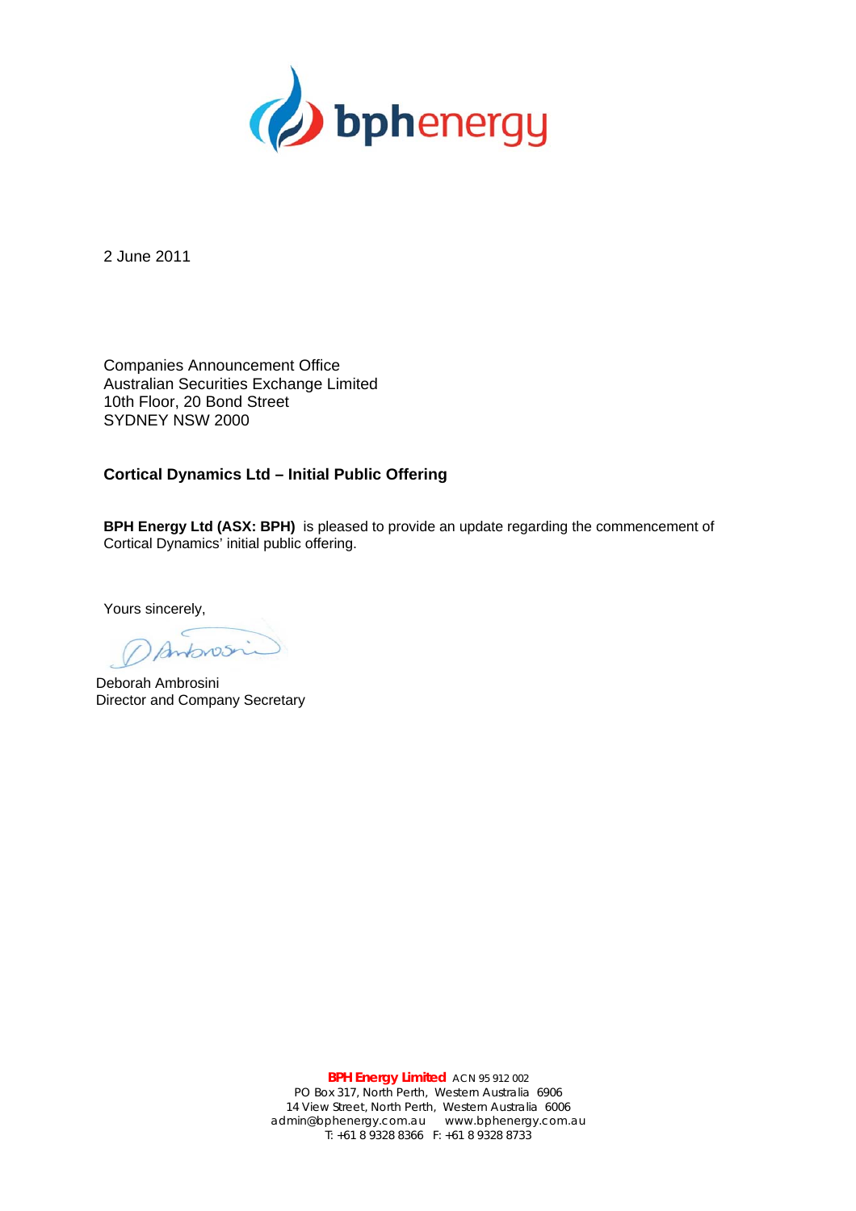2 June 2011

Companies Announcement Office
Australian Securities Exchange Limited
10th Floor, 20 Bond Street
SYDNEY NSW 2000

**Cortical Dynamics Ltd – Initial Public Offering**

**BPH Energy Ltd (ASX: BPH)** is pleased to provide an update regarding the commencement of Cortical Dynamics' initial public offering.

Yours sincerely,

Deborah Ambrosini
Director and Company Secretary

**BPH Energy Limited** ACN 95 912 002
PO Box 317, North Perth, Western Australia 6906
14 View Street, North Perth, Western Australia 6006
admin@bphenergy.com.au www.bphenergy.com.au
T: +61 8 9328 8366 F: +61 8 9328 8733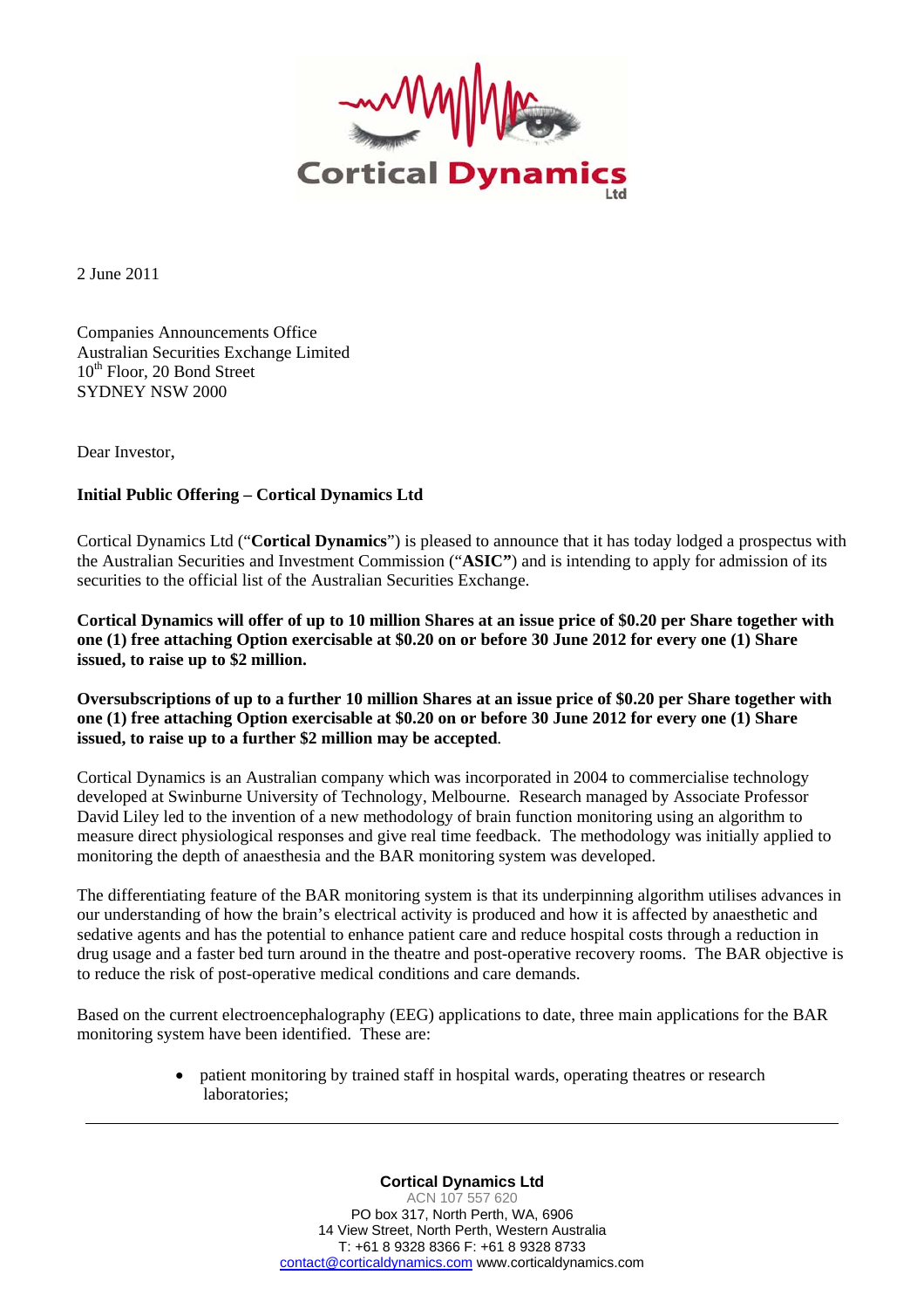2 June 2011

Companies Announcements Office
Australian Securities Exchange Limited
10th Floor, 20 Bond Street
SYDNEY NSW 2000

Dear Investor,

**Initial Public Offering – Cortical Dynamics Ltd**

Cortical Dynamics Ltd ("**Cortical Dynamics**") is pleased to announce that it has today lodged a prospectus with the Australian Securities and Investment Commission ("**ASIC"**) and is intending to apply for admission of its securities to the official list of the Australian Securities Exchange.

**Cortical Dynamics will offer of up to 10 million Shares at an issue price of $0.20 per Share together with one (1) free attaching Option exercisable at $0.20 on or before 30 June 2012 for every one (1) Share issued, to raise up to $2 million.**

**Oversubscriptions of up to a further 10 million Shares at an issue price of $0.20 per Share together with one (1) free attaching Option exercisable at $0.20 on or before 30 June 2012 for every one (1) Share issued, to raise up to a further $2 million may be accepted**.

Cortical Dynamics is an Australian company which was incorporated in 2004 to commercialise technology developed at Swinburne University of Technology, Melbourne. Research managed by Associate Professor David Liley led to the invention of a new methodology of brain function monitoring using an algorithm to measure direct physiological responses and give real time feedback. The methodology was initially applied to monitoring the depth of anaesthesia and the BAR monitoring system was developed.

The differentiating feature of the BAR monitoring system is that its underpinning algorithm utilises advances in our understanding of how the brain's electrical activity is produced and how it is affected by anaesthetic and sedative agents and has the potential to enhance patient care and reduce hospital costs through a reduction in drug usage and a faster bed turn around in the theatre and post-operative recovery rooms. The BAR objective is to reduce the risk of post-operative medical conditions and care demands.

Based on the current electroencephalography (EEG) applications to date, three main applications for the BAR monitoring system have been identified. These are:

- patient monitoring by trained staff in hospital wards, operating theatres or research laboratories;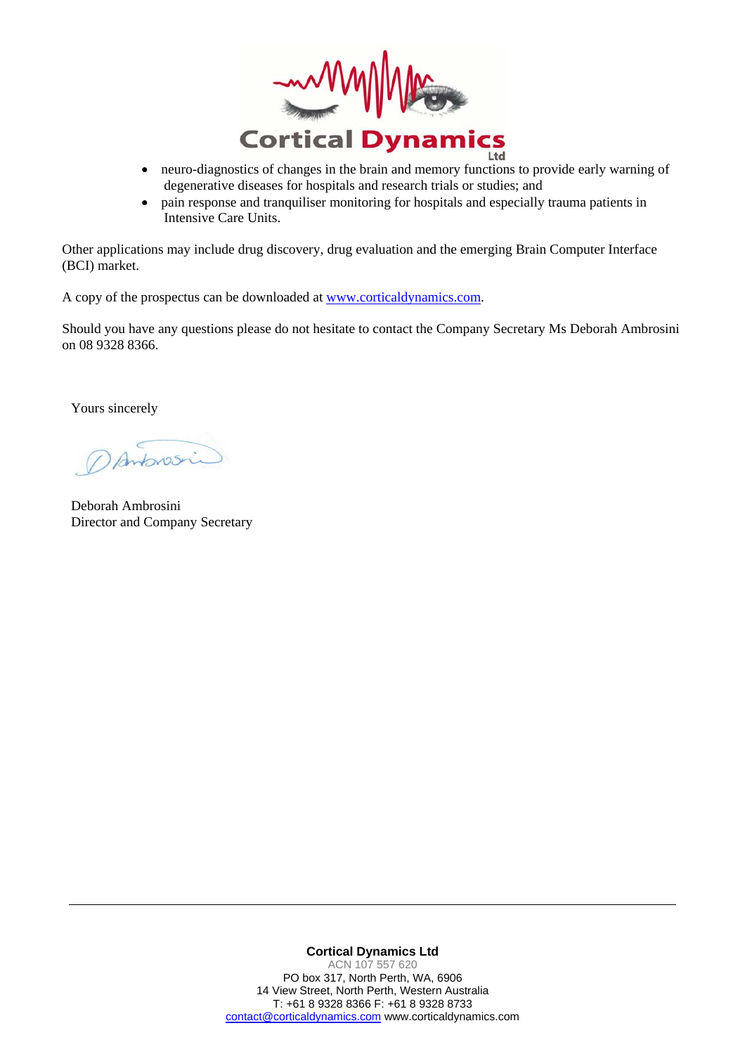- neuro-diagnostics of changes in the brain and memory functions to provide early warning of degenerative diseases for hospitals and research trials or studies; and
- pain response and tranquiliser monitoring for hospitals and especially trauma patients in Intensive Care Units.

Other applications may include drug discovery, drug evaluation and the emerging Brain Computer Interface (BCI) market.

A copy of the prospectus can be downloaded at www.corticaldynamics.com.

Should you have any questions please do not hesitate to contact the Company Secretary Ms Deborah Ambrosini on 08 9328 8366.

Yours sincerely

Deborah Ambrosini
Director and Company Secretary

---

**Cortical Dynamics Ltd**
ACN 107 557 620
PO box 317, North Perth, WA, 6906
14 View Street, North Perth, Western Australia
T: +61 8 9328 8366 F: +61 8 9328 8733
contact@corticaldynamics.com www.corticaldynamics.com